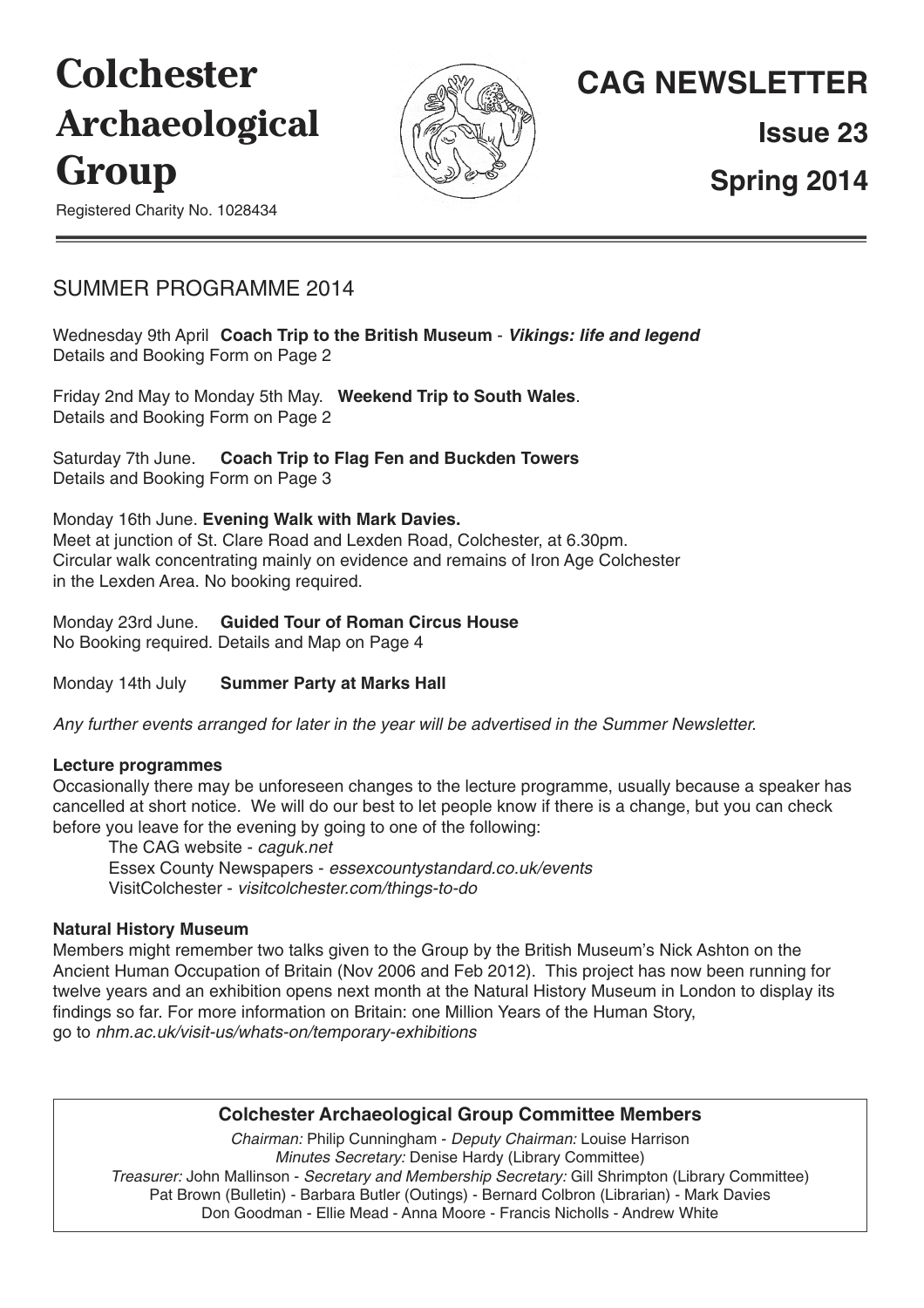# Colchester Archaeological Group

Registered Charity No. 1028434

# CAG NEWSLETTER

**Issue 23**

**Spring 2014**

## SUMMER PROGRAMME 2014

Wednesday 9th April **Coach Trip to the British Museum** - ***Vikings: life and legend***
Details and Booking Form on Page 2

Friday 2nd May to Monday 5th May. **Weekend Trip to South Wales**.
Details and Booking Form on Page 2

Saturday 7th June. **Coach Trip to Flag Fen and Buckden Towers**
Details and Booking Form on Page 3

Monday 16th June. **Evening Walk with Mark Davies.**
Meet at junction of St. Clare Road and Lexden Road, Colchester, at 6.30pm.
Circular walk concentrating mainly on evidence and remains of Iron Age Colchester in the Lexden Area. No booking required.

Monday 23rd June. **Guided Tour of Roman Circus House**
No Booking required. Details and Map on Page 4

Monday 14th July **Summer Party at Marks Hall**

*Any further events arranged for later in the year will be advertised in the Summer Newsletter.*

### Lecture programmes

Occasionally there may be unforeseen changes to the lecture programme, usually because a speaker has cancelled at short notice. We will do our best to let people know if there is a change, but you can check before you leave for the evening by going to one of the following:

The CAG website - *caguk.net*
Essex County Newspapers - *essexcountystandard.co.uk/events*
VisitColchester - *visitcolchester.com/things-to-do*

### Natural History Museum

Members might remember two talks given to the Group by the British Museum's Nick Ashton on the Ancient Human Occupation of Britain (Nov 2006 and Feb 2012). This project has now been running for twelve years and an exhibition opens next month at the Natural History Museum in London to display its findings so far. For more information on Britain: one Million Years of the Human Story, go to *nhm.ac.uk/visit-us/whats-on/temporary-exhibitions*

### Colchester Archaeological Group Committee Members

*Chairman:* Philip Cunningham - *Deputy Chairman:* Louise Harrison
*Minutes Secretary:* Denise Hardy (Library Committee)
*Treasurer:* John Mallinson - *Secretary and Membership Secretary:* Gill Shrimpton (Library Committee)
Pat Brown (Bulletin) - Barbara Butler (Outings) - Bernard Colbron (Librarian) - Mark Davies
Don Goodman - Ellie Mead - Anna Moore - Francis Nicholls - Andrew White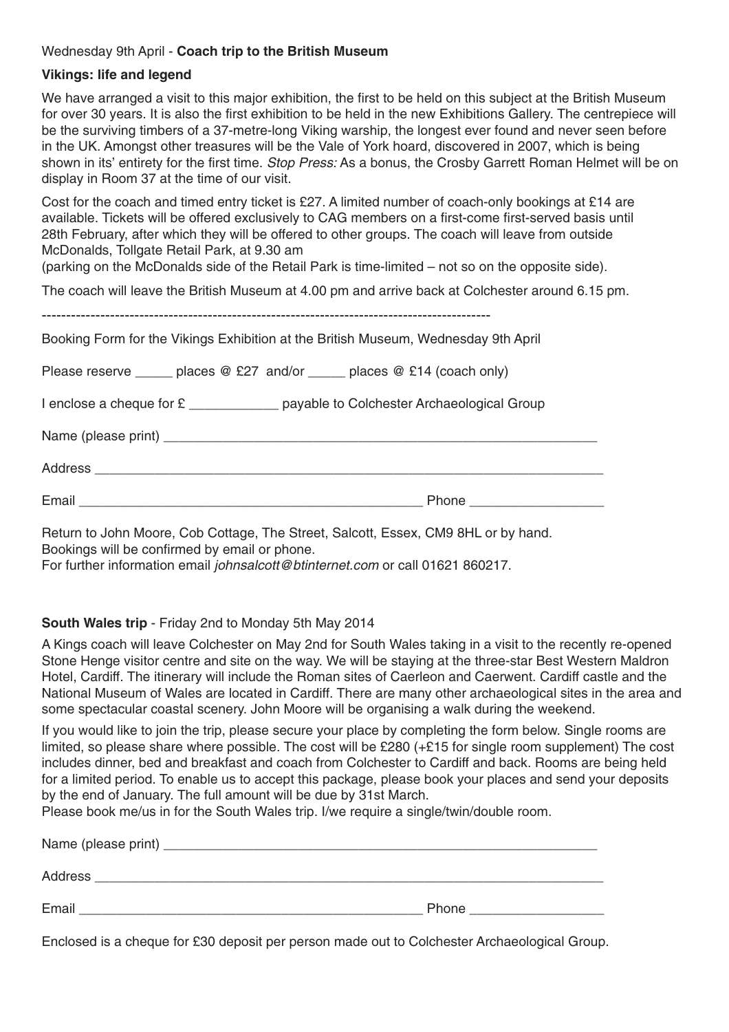Wednesday 9th April - **Coach trip to the British Museum**

**Vikings: life and legend**

We have arranged a visit to this major exhibition, the first to be held on this subject at the British Museum for over 30 years. It is also the first exhibition to be held in the new Exhibitions Gallery. The centrepiece will be the surviving timbers of a 37-metre-long Viking warship, the longest ever found and never seen before in the UK. Amongst other treasures will be the Vale of York hoard, discovered in 2007, which is being shown in its' entirety for the first time. *Stop Press:* As a bonus, the Crosby Garrett Roman Helmet will be on display in Room 37 at the time of our visit.

Cost for the coach and timed entry ticket is £27. A limited number of coach-only bookings at £14 are available. Tickets will be offered exclusively to CAG members on a first-come first-served basis until 28th February, after which they will be offered to other groups. The coach will leave from outside McDonalds, Tollgate Retail Park, at 9.30 am
(parking on the McDonalds side of the Retail Park is time-limited – not so on the opposite side).

The coach will leave the British Museum at 4.00 pm and arrive back at Colchester around 6.15 pm.

-------------------------------------------------------------------------------------------

Booking Form for the Vikings Exhibition at the British Museum, Wednesday 9th April

Please reserve _____ places @ £27 and/or _____ places @ £14 (coach only)

I enclose a cheque for £ ____________ payable to Colchester Archaeological Group

Name (please print) ____________________________________________________________

Address ______________________________________________________________________

Email _______________________________________________ Phone _________________

Return to John Moore, Cob Cottage, The Street, Salcott, Essex, CM9 8HL or by hand.
Bookings will be confirmed by email or phone.
For further information email *johnsalcott@btinternet.com* or call 01621 860217.

**South Wales trip** - Friday 2nd to Monday 5th May 2014

A Kings coach will leave Colchester on May 2nd for South Wales taking in a visit to the recently re-opened Stone Henge visitor centre and site on the way. We will be staying at the three-star Best Western Maldron Hotel, Cardiff. The itinerary will include the Roman sites of Caerleon and Caerwent. Cardiff castle and the National Museum of Wales are located in Cardiff. There are many other archaeological sites in the area and some spectacular coastal scenery. John Moore will be organising a walk during the weekend.

If you would like to join the trip, please secure your place by completing the form below. Single rooms are limited, so please share where possible. The cost will be £280 (+£15 for single room supplement) The cost includes dinner, bed and breakfast and coach from Colchester to Cardiff and back. Rooms are being held for a limited period. To enable us to accept this package, please book your places and send your deposits by the end of January. The full amount will be due by 31st March.
Please book me/us in for the South Wales trip. I/we require a single/twin/double room.

Name (please print) ____________________________________________________________

Address ______________________________________________________________________

Email _______________________________________________ Phone _________________

Enclosed is a cheque for £30 deposit per person made out to Colchester Archaeological Group.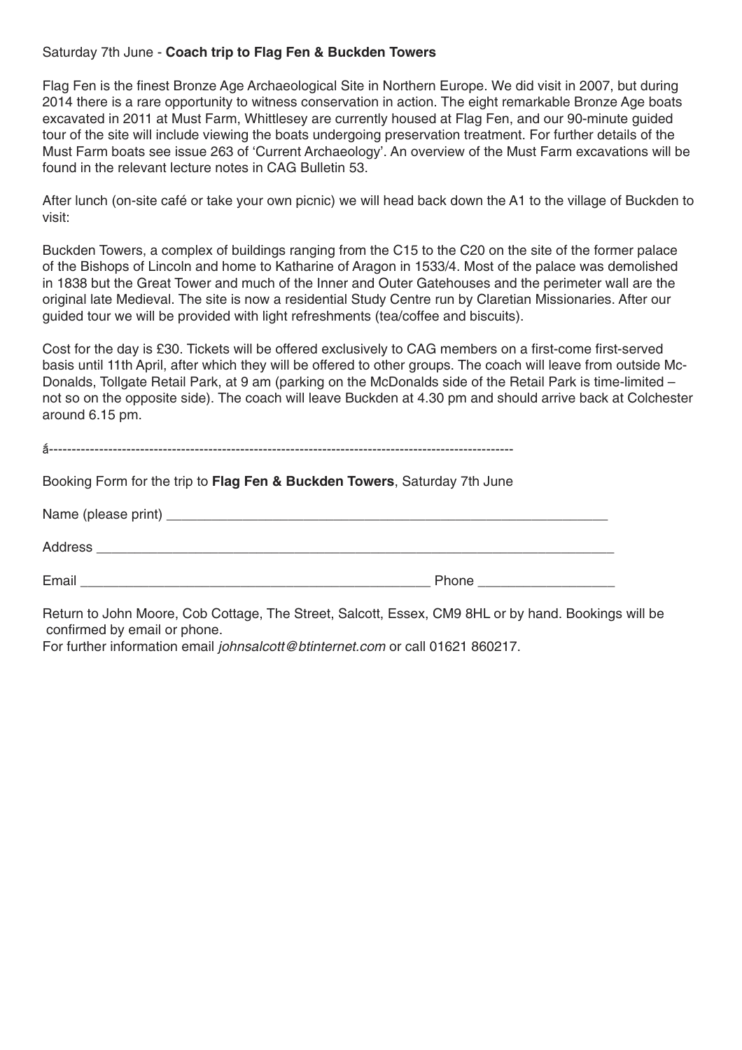Saturday 7th June - **Coach trip to Flag Fen & Buckden Towers**

Flag Fen is the finest Bronze Age Archaeological Site in Northern Europe. We did visit in 2007, but during 2014 there is a rare opportunity to witness conservation in action. The eight remarkable Bronze Age boats excavated in 2011 at Must Farm, Whittlesey are currently housed at Flag Fen, and our 90-minute guided tour of the site will include viewing the boats undergoing preservation treatment. For further details of the Must Farm boats see issue 263 of 'Current Archaeology'. An overview of the Must Farm excavations will be found in the relevant lecture notes in CAG Bulletin 53.

After lunch (on-site café or take your own picnic) we will head back down the A1 to the village of Buckden to visit:

Buckden Towers, a complex of buildings ranging from the C15 to the C20 on the site of the former palace of the Bishops of Lincoln and home to Katharine of Aragon in 1533/4. Most of the palace was demolished in 1838 but the Great Tower and much of the Inner and Outer Gatehouses and the perimeter wall are the original late Medieval. The site is now a residential Study Centre run by Claretian Missionaries. After our guided tour we will be provided with light refreshments (tea/coffee and biscuits).

Cost for the day is £30. Tickets will be offered exclusively to CAG members on a first-come first-served basis until 11th April, after which they will be offered to other groups. The coach will leave from outside McDonalds, Tollgate Retail Park, at 9 am (parking on the McDonalds side of the Retail Park is time-limited – not so on the opposite side). The coach will leave Buckden at 4.30 pm and should arrive back at Colchester around 6.15 pm.

✂----------------------------------------------------------------------------------------------------

Booking Form for the trip to **Flag Fen & Buckden Towers**, Saturday 7th June

Name (please print) ____________________________________________________________

Address ________________________________________________________________________

Email _______________________________________________ Phone __________________

Return to John Moore, Cob Cottage, The Street, Salcott, Essex, CM9 8HL or by hand. Bookings will be confirmed by email or phone.

For further information email *johnsalcott@btinternet.com* or call 01621 860217.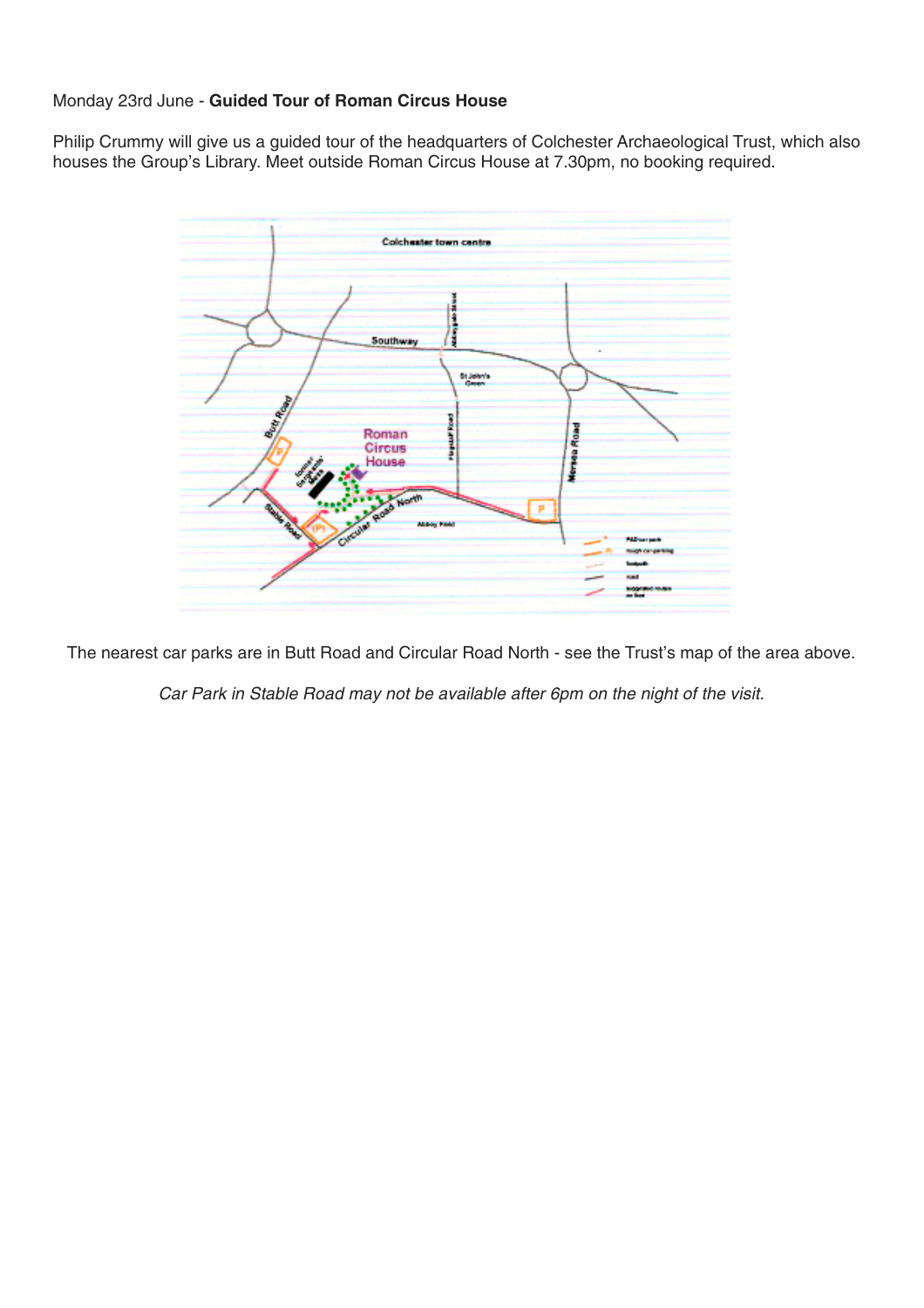Monday 23rd June - **Guided Tour of Roman Circus House**

Philip Crummy will give us a guided tour of the headquarters of Colchester Archaeological Trust, which also houses the Group's Library. Meet outside Roman Circus House at 7.30pm, no booking required.

The nearest car parks are in Butt Road and Circular Road North - see the Trust's map of the area above.

*Car Park in Stable Road may not be available after 6pm on the night of the visit.*